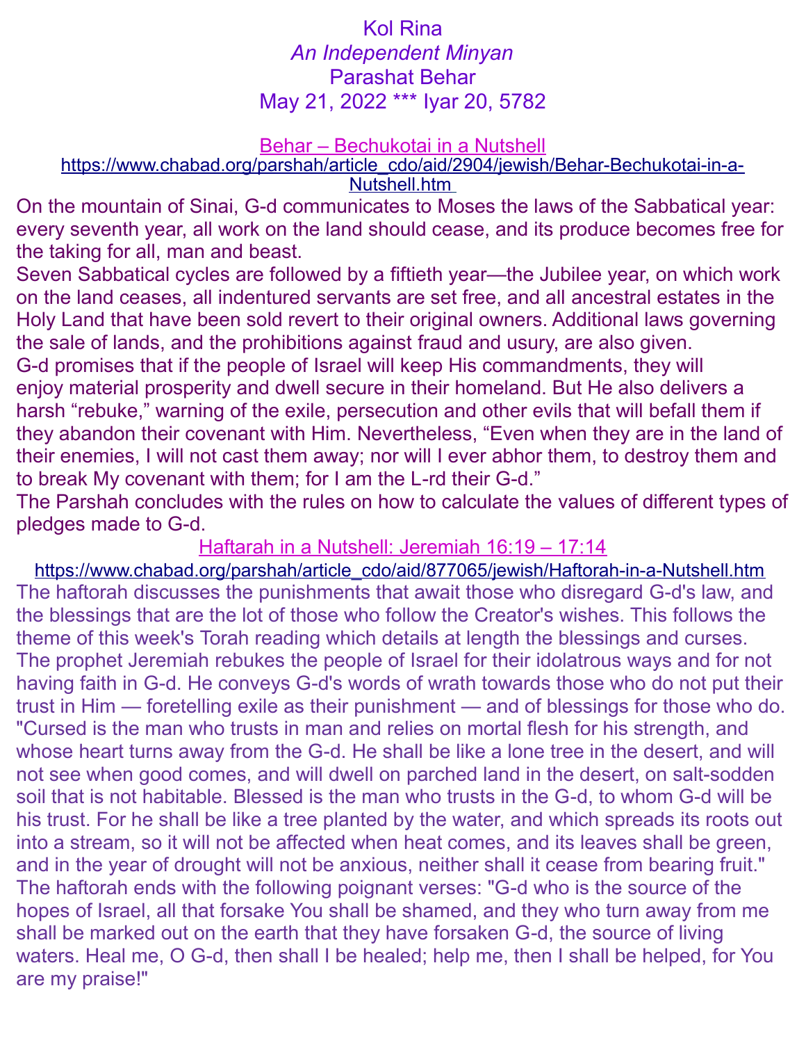# Kol Rina

*An Independent Minyan*

Parashat Behar

May 21, 2022 *** Iyar 20, 5782

## Behar – Bechukotai in a Nutshell

https://www.chabad.org/parshah/article_cdo/aid/2904/jewish/Behar-Bechukotai-in-a-Nutshell.htm

On the mountain of Sinai, G-d communicates to Moses the laws of the Sabbatical year: every seventh year, all work on the land should cease, and its produce becomes free for the taking for all, man and beast.

Seven Sabbatical cycles are followed by a fiftieth year—the Jubilee year, on which work on the land ceases, all indentured servants are set free, and all ancestral estates in the Holy Land that have been sold revert to their original owners. Additional laws governing the sale of lands, and the prohibitions against fraud and usury, are also given.

G-d promises that if the people of Israel will keep His commandments, they will enjoy material prosperity and dwell secure in their homeland. But He also delivers a harsh "rebuke," warning of the exile, persecution and other evils that will befall them if they abandon their covenant with Him. Nevertheless, "Even when they are in the land of their enemies, I will not cast them away; nor will I ever abhor them, to destroy them and to break My covenant with them; for I am the L-rd their G-d."

The Parshah concludes with the rules on how to calculate the values of different types of pledges made to G-d.

## Haftarah in a Nutshell: Jeremiah 16:19 – 17:14

https://www.chabad.org/parshah/article_cdo/aid/877065/jewish/Haftorah-in-a-Nutshell.htm

The haftorah discusses the punishments that await those who disregard G-d's law, and the blessings that are the lot of those who follow the Creator's wishes. This follows the theme of this week's Torah reading which details at length the blessings and curses.

The prophet Jeremiah rebukes the people of Israel for their idolatrous ways and for not having faith in G-d. He conveys G-d's words of wrath towards those who do not put their trust in Him — foretelling exile as their punishment — and of blessings for those who do.

"Cursed is the man who trusts in man and relies on mortal flesh for his strength, and whose heart turns away from the G-d. He shall be like a lone tree in the desert, and will not see when good comes, and will dwell on parched land in the desert, on salt-sodden soil that is not habitable. Blessed is the man who trusts in the G-d, to whom G-d will be his trust. For he shall be like a tree planted by the water, and which spreads its roots out into a stream, so it will not be affected when heat comes, and its leaves shall be green, and in the year of drought will not be anxious, neither shall it cease from bearing fruit."

The haftorah ends with the following poignant verses: "G-d who is the source of the hopes of Israel, all that forsake You shall be shamed, and they who turn away from me shall be marked out on the earth that they have forsaken G-d, the source of living waters. Heal me, O G-d, then shall I be healed; help me, then I shall be helped, for You are my praise!"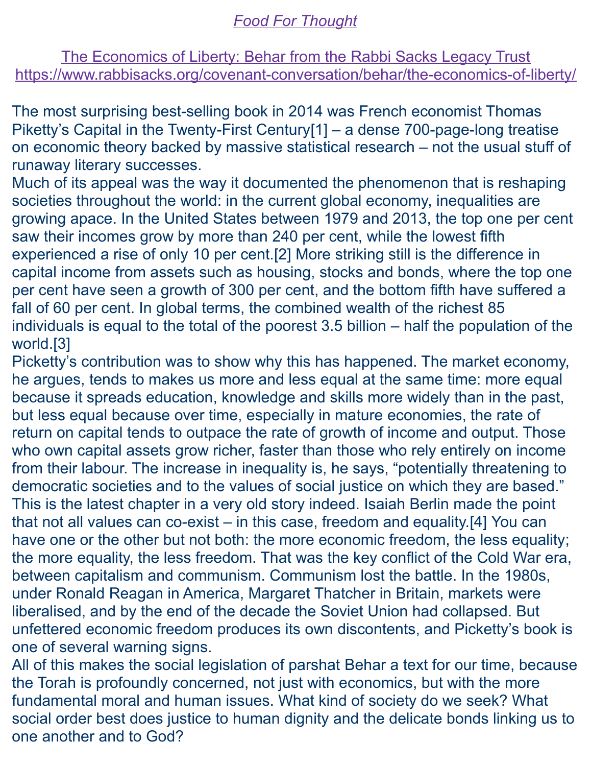*Food For Thought*

The Economics of Liberty: Behar from the Rabbi Sacks Legacy Trust
https://www.rabbisacks.org/covenant-conversation/behar/the-economics-of-liberty/

The most surprising best-selling book in 2014 was French economist Thomas Picketty's Capital in the Twenty-First Century[1] – a dense 700-page-long treatise on economic theory backed by massive statistical research – not the usual stuff of runaway literary successes.

Much of its appeal was the way it documented the phenomenon that is reshaping societies throughout the world: in the current global economy, inequalities are growing apace. In the United States between 1979 and 2013, the top one per cent saw their incomes grow by more than 240 per cent, while the lowest fifth experienced a rise of only 10 per cent.[2] More striking still is the difference in capital income from assets such as housing, stocks and bonds, where the top one per cent have seen a growth of 300 per cent, and the bottom fifth have suffered a fall of 60 per cent. In global terms, the combined wealth of the richest 85 individuals is equal to the total of the poorest 3.5 billion – half the population of the world.[3]

Picketty's contribution was to show why this has happened. The market economy, he argues, tends to makes us more and less equal at the same time: more equal because it spreads education, knowledge and skills more widely than in the past, but less equal because over time, especially in mature economies, the rate of return on capital tends to outpace the rate of growth of income and output. Those who own capital assets grow richer, faster than those who rely entirely on income from their labour. The increase in inequality is, he says, "potentially threatening to democratic societies and to the values of social justice on which they are based."

This is the latest chapter in a very old story indeed. Isaiah Berlin made the point that not all values can co-exist – in this case, freedom and equality.[4] You can have one or the other but not both: the more economic freedom, the less equality; the more equality, the less freedom. That was the key conflict of the Cold War era, between capitalism and communism. Communism lost the battle. In the 1980s, under Ronald Reagan in America, Margaret Thatcher in Britain, markets were liberalised, and by the end of the decade the Soviet Union had collapsed. But unfettered economic freedom produces its own discontents, and Picketty's book is one of several warning signs.

All of this makes the social legislation of parshat Behar a text for our time, because the Torah is profoundly concerned, not just with economics, but with the more fundamental moral and human issues. What kind of society do we seek? What social order best does justice to human dignity and the delicate bonds linking us to one another and to God?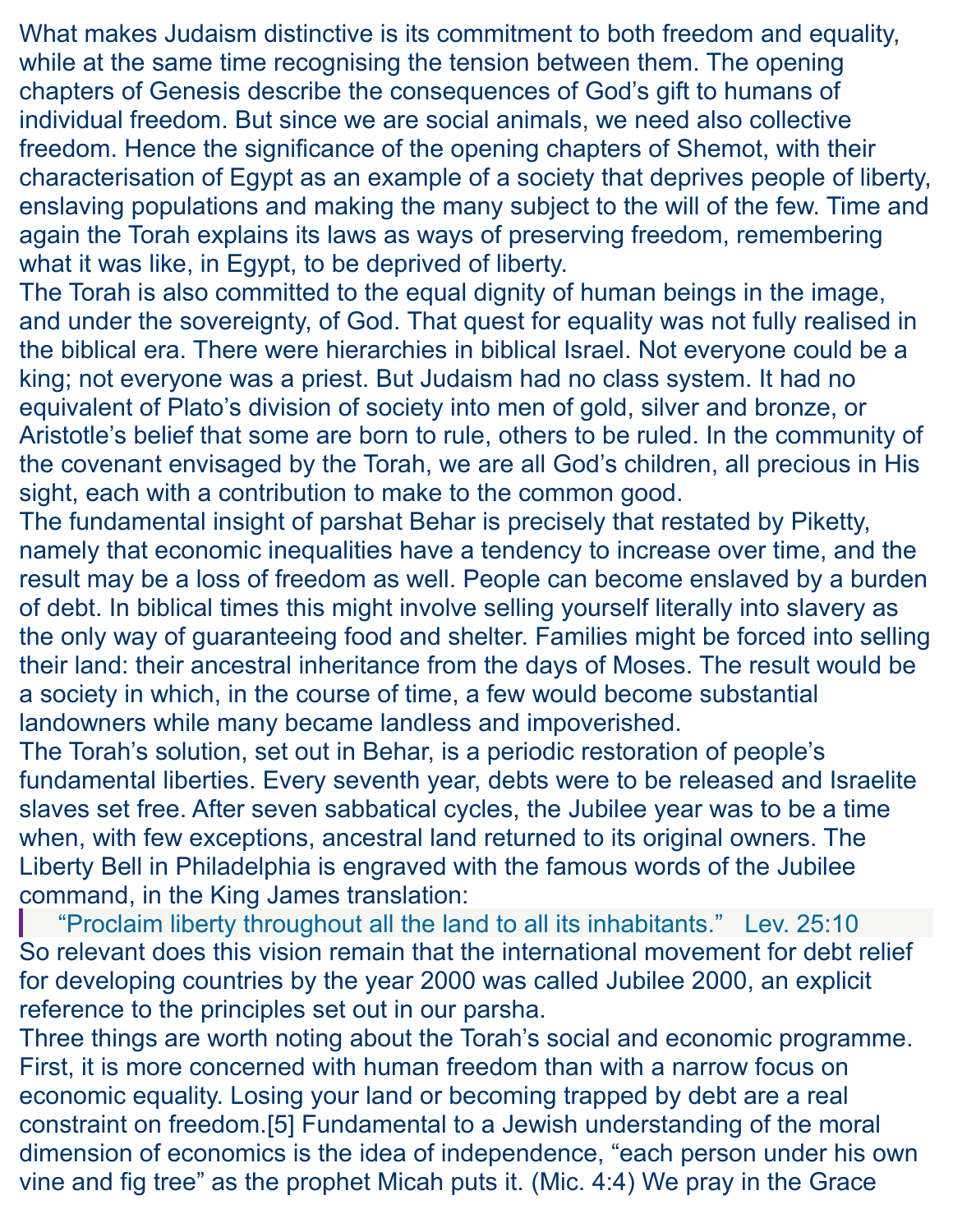What makes Judaism distinctive is its commitment to both freedom and equality, while at the same time recognising the tension between them. The opening chapters of Genesis describe the consequences of God's gift to humans of individual freedom. But since we are social animals, we need also collective freedom. Hence the significance of the opening chapters of Shemot, with their characterisation of Egypt as an example of a society that deprives people of liberty, enslaving populations and making the many subject to the will of the few. Time and again the Torah explains its laws as ways of preserving freedom, remembering what it was like, in Egypt, to be deprived of liberty.

The Torah is also committed to the equal dignity of human beings in the image, and under the sovereignty, of God. That quest for equality was not fully realised in the biblical era. There were hierarchies in biblical Israel. Not everyone could be a king; not everyone was a priest. But Judaism had no class system. It had no equivalent of Plato's division of society into men of gold, silver and bronze, or Aristotle's belief that some are born to rule, others to be ruled. In the community of the covenant envisaged by the Torah, we are all God's children, all precious in His sight, each with a contribution to make to the common good.

The fundamental insight of parshat Behar is precisely that restated by Piketty, namely that economic inequalities have a tendency to increase over time, and the result may be a loss of freedom as well. People can become enslaved by a burden of debt. In biblical times this might involve selling yourself literally into slavery as the only way of guaranteeing food and shelter. Families might be forced into selling their land: their ancestral inheritance from the days of Moses. The result would be a society in which, in the course of time, a few would become substantial landowners while many became landless and impoverished.

The Torah's solution, set out in Behar, is a periodic restoration of people's fundamental liberties. Every seventh year, debts were to be released and Israelite slaves set free. After seven sabbatical cycles, the Jubilee year was to be a time when, with few exceptions, ancestral land returned to its original owners. The Liberty Bell in Philadelphia is engraved with the famous words of the Jubilee command, in the King James translation:

> "Proclaim liberty throughout all the land to all its inhabitants." Lev. 25:10

So relevant does this vision remain that the international movement for debt relief for developing countries by the year 2000 was called Jubilee 2000, an explicit reference to the principles set out in our parsha.

Three things are worth noting about the Torah's social and economic programme. First, it is more concerned with human freedom than with a narrow focus on economic equality. Losing your land or becoming trapped by debt are a real constraint on freedom.[5] Fundamental to a Jewish understanding of the moral dimension of economics is the idea of independence, "each person under his own vine and fig tree" as the prophet Micah puts it. (Mic. 4:4) We pray in the Grace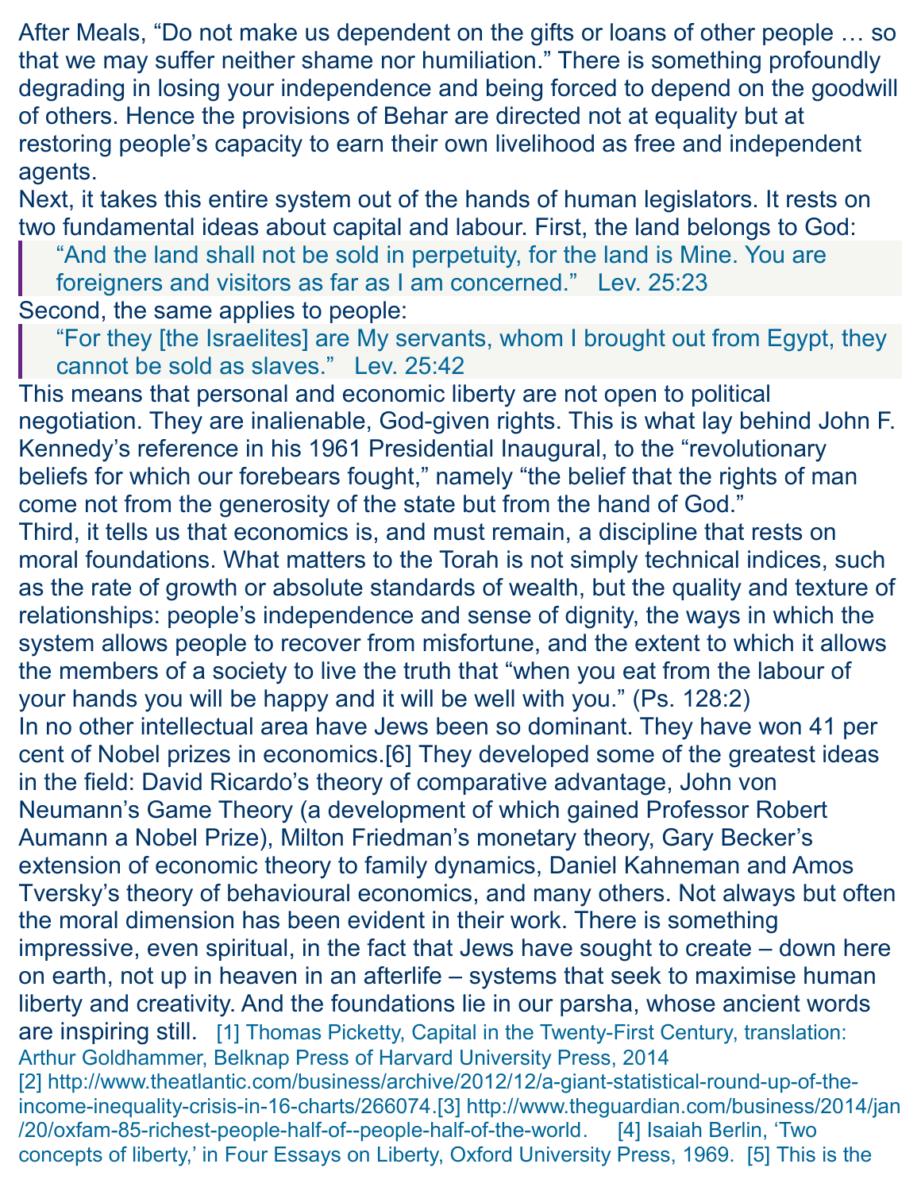After Meals, "Do not make us dependent on the gifts or loans of other people … so that we may suffer neither shame nor humiliation." There is something profoundly degrading in losing your independence and being forced to depend on the goodwill of others. Hence the provisions of Behar are directed not at equality but at restoring people's capacity to earn their own livelihood as free and independent agents.

Next, it takes this entire system out of the hands of human legislators. It rests on two fundamental ideas about capital and labour. First, the land belongs to God:

> "And the land shall not be sold in perpetuity, for the land is Mine. You are foreigners and visitors as far as I am concerned." Lev. 25:23

Second, the same applies to people:

> "For they [the Israelites] are My servants, whom I brought out from Egypt, they cannot be sold as slaves." Lev. 25:42

This means that personal and economic liberty are not open to political negotiation. They are inalienable, God-given rights. This is what lay behind John F. Kennedy's reference in his 1961 Presidential Inaugural, to the "revolutionary beliefs for which our forebears fought," namely "the belief that the rights of man come not from the generosity of the state but from the hand of God."

Third, it tells us that economics is, and must remain, a discipline that rests on moral foundations. What matters to the Torah is not simply technical indices, such as the rate of growth or absolute standards of wealth, but the quality and texture of relationships: people's independence and sense of dignity, the ways in which the system allows people to recover from misfortune, and the extent to which it allows the members of a society to live the truth that "when you eat from the labour of your hands you will be happy and it will be well with you." (Ps. 128:2)

In no other intellectual area have Jews been so dominant. They have won 41 per cent of Nobel prizes in economics.[6] They developed some of the greatest ideas in the field: David Ricardo's theory of comparative advantage, John von Neumann's Game Theory (a development of which gained Professor Robert Aumann a Nobel Prize), Milton Friedman's monetary theory, Gary Becker's extension of economic theory to family dynamics, Daniel Kahneman and Amos Tversky's theory of behavioural economics, and many others. Not always but often the moral dimension has been evident in their work. There is something impressive, even spiritual, in the fact that Jews have sought to create – down here on earth, not up in heaven in an afterlife – systems that seek to maximise human liberty and creativity. And the foundations lie in our parsha, whose ancient words are inspiring still.

[1] Thomas Picketty, Capital in the Twenty-First Century, translation: Arthur Goldhammer, Belknap Press of Harvard University Press, 2014
[2] http://www.theatlantic.com/business/archive/2012/12/a-giant-statistical-round-up-of-the-income-inequality-crisis-in-16-charts/266074.
[3] http://www.theguardian.com/business/2014/jan/20/oxfam-85-richest-people-half-of--people-half-of-the-world.
[4] Isaiah Berlin, 'Two concepts of liberty,' in Four Essays on Liberty, Oxford University Press, 1969.
[5] This is the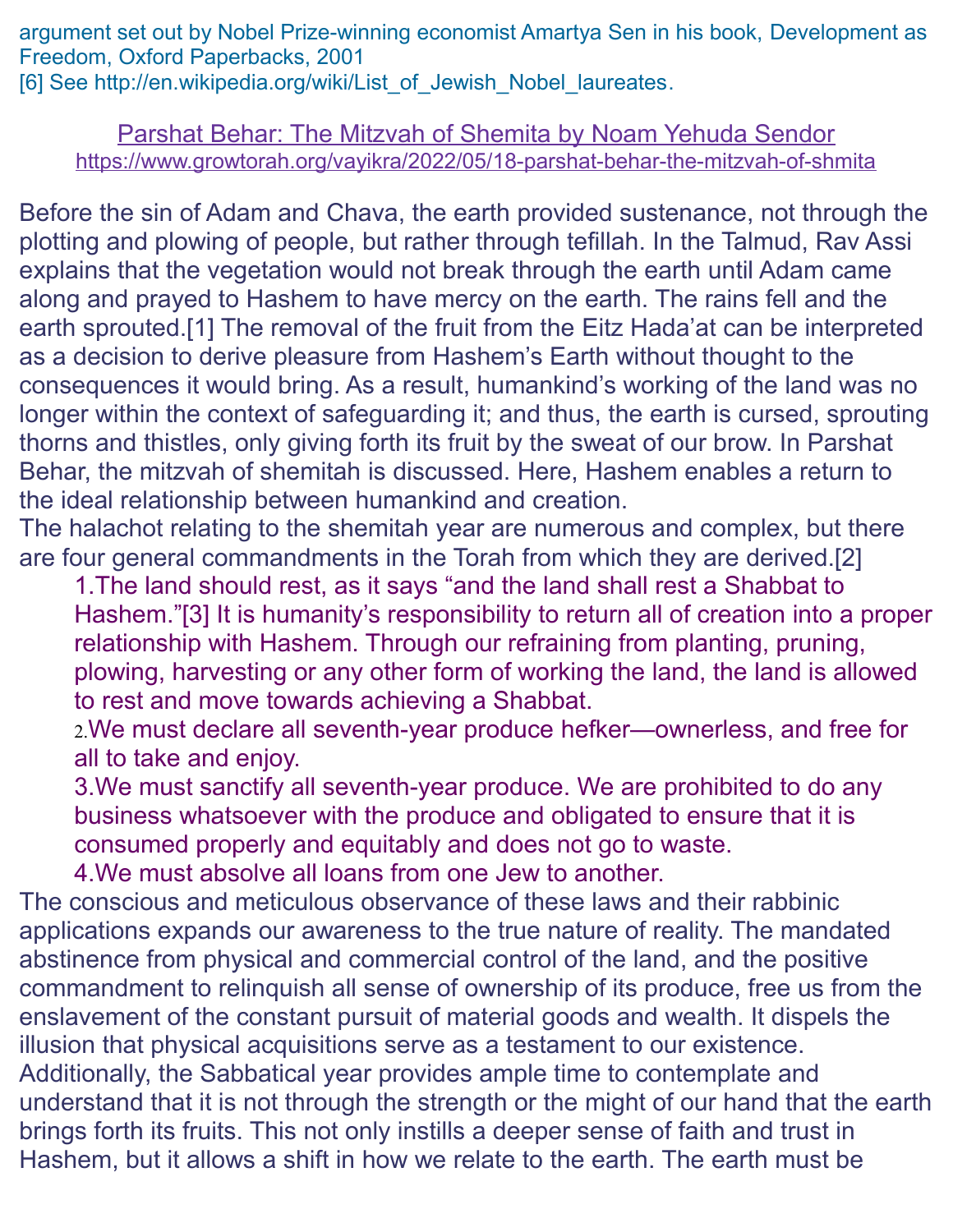argument set out by Nobel Prize-winning economist Amartya Sen in his book, Development as Freedom, Oxford Paperbacks, 2001
[6] See http://en.wikipedia.org/wiki/List_of_Jewish_Nobel_laureates.

## Parshat Behar: The Mitzvah of Shemita by Noam Yehuda Sendor
https://www.growtorah.org/vayikra/2022/05/18-parshat-behar-the-mitzvah-of-shmita

Before the sin of Adam and Chava, the earth provided sustenance, not through the plotting and plowing of people, but rather through tefillah. In the Talmud, Rav Assi explains that the vegetation would not break through the earth until Adam came along and prayed to Hashem to have mercy on the earth. The rains fell and the earth sprouted.[1] The removal of the fruit from the Eitz Hada'at can be interpreted as a decision to derive pleasure from Hashem's Earth without thought to the consequences it would bring. As a result, humankind's working of the land was no longer within the context of safeguarding it; and thus, the earth is cursed, sprouting thorns and thistles, only giving forth its fruit by the sweat of our brow. In Parshat Behar, the mitzvah of shemitah is discussed. Here, Hashem enables a return to the ideal relationship between humankind and creation.

The halachot relating to the shemitah year are numerous and complex, but there are four general commandments in the Torah from which they are derived.[2]

1. The land should rest, as it says "and the land shall rest a Shabbat to Hashem."[3] It is humanity's responsibility to return all of creation into a proper relationship with Hashem. Through our refraining from planting, pruning, plowing, harvesting or any other form of working the land, the land is allowed to rest and move towards achieving a Shabbat.
2. We must declare all seventh-year produce hefker—ownerless, and free for all to take and enjoy.
3. We must sanctify all seventh-year produce. We are prohibited to do any business whatsoever with the produce and obligated to ensure that it is consumed properly and equitably and does not go to waste.
4. We must absolve all loans from one Jew to another.

The conscious and meticulous observance of these laws and their rabbinic applications expands our awareness to the true nature of reality. The mandated abstinence from physical and commercial control of the land, and the positive commandment to relinquish all sense of ownership of its produce, free us from the enslavement of the constant pursuit of material goods and wealth. It dispels the illusion that physical acquisitions serve as a testament to our existence. Additionally, the Sabbatical year provides ample time to contemplate and understand that it is not through the strength or the might of our hand that the earth brings forth its fruits. This not only instills a deeper sense of faith and trust in Hashem, but it allows a shift in how we relate to the earth. The earth must be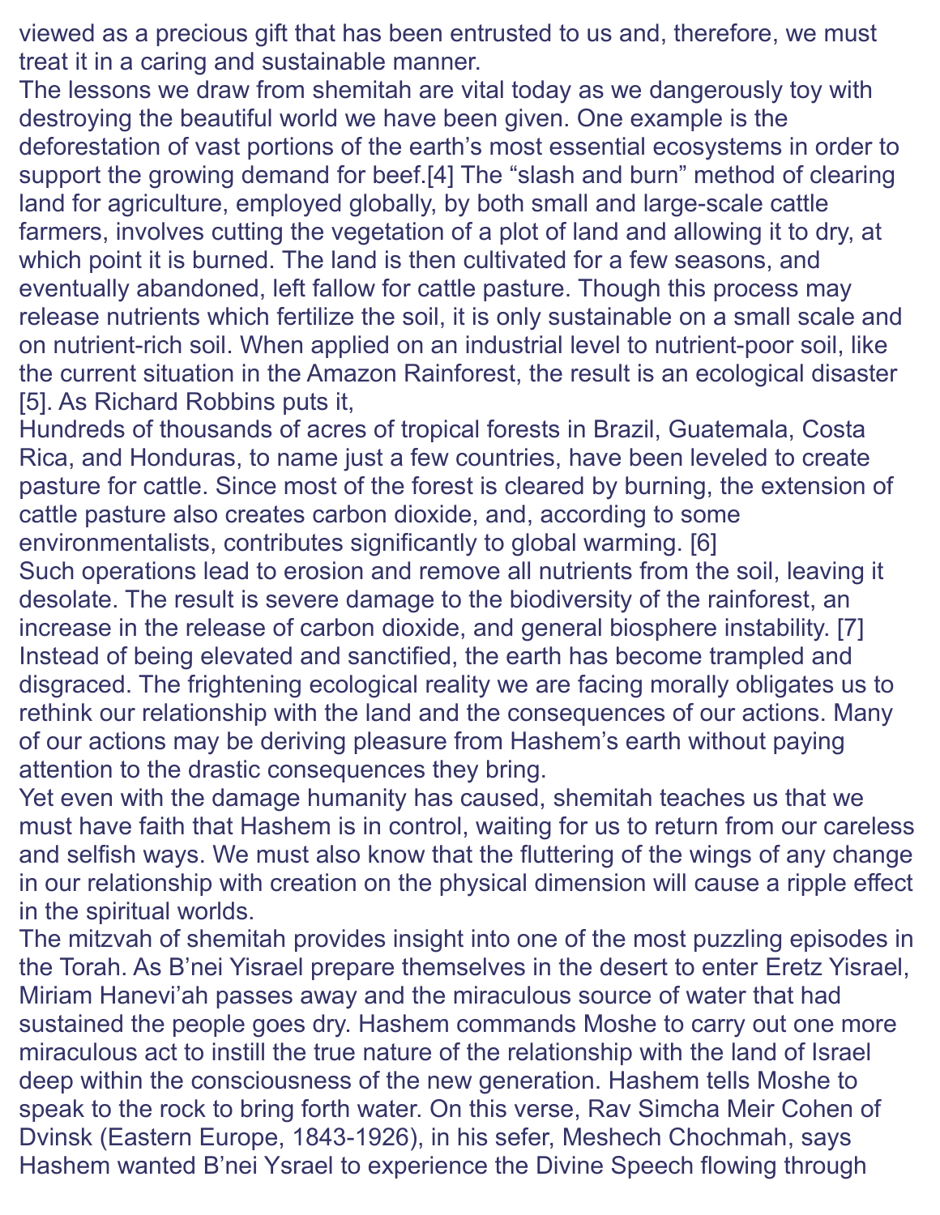viewed as a precious gift that has been entrusted to us and, therefore, we must treat it in a caring and sustainable manner.

The lessons we draw from shemitah are vital today as we dangerously toy with destroying the beautiful world we have been given. One example is the deforestation of vast portions of the earth's most essential ecosystems in order to support the growing demand for beef.[4] The "slash and burn" method of clearing land for agriculture, employed globally, by both small and large-scale cattle farmers, involves cutting the vegetation of a plot of land and allowing it to dry, at which point it is burned. The land is then cultivated for a few seasons, and eventually abandoned, left fallow for cattle pasture. Though this process may release nutrients which fertilize the soil, it is only sustainable on a small scale and on nutrient-rich soil. When applied on an industrial level to nutrient-poor soil, like the current situation in the Amazon Rainforest, the result is an ecological disaster [5]. As Richard Robbins puts it,

> Hundreds of thousands of acres of tropical forests in Brazil, Guatemala, Costa Rica, and Honduras, to name just a few countries, have been leveled to create pasture for cattle. Since most of the forest is cleared by burning, the extension of cattle pasture also creates carbon dioxide, and, according to some environmentalists, contributes significantly to global warming. [6]

Such operations lead to erosion and remove all nutrients from the soil, leaving it desolate. The result is severe damage to the biodiversity of the rainforest, an increase in the release of carbon dioxide, and general biosphere instability. [7] Instead of being elevated and sanctified, the earth has become trampled and disgraced. The frightening ecological reality we are facing morally obligates us to rethink our relationship with the land and the consequences of our actions. Many of our actions may be deriving pleasure from Hashem's earth without paying attention to the drastic consequences they bring.

Yet even with the damage humanity has caused, shemitah teaches us that we must have faith that Hashem is in control, waiting for us to return from our careless and selfish ways. We must also know that the fluttering of the wings of any change in our relationship with creation on the physical dimension will cause a ripple effect in the spiritual worlds.

The mitzvah of shemitah provides insight into one of the most puzzling episodes in the Torah. As B'nei Yisrael prepare themselves in the desert to enter Eretz Yisrael, Miriam Hanevi'ah passes away and the miraculous source of water that had sustained the people goes dry. Hashem commands Moshe to carry out one more miraculous act to instill the true nature of the relationship with the land of Israel deep within the consciousness of the new generation. Hashem tells Moshe to speak to the rock to bring forth water. On this verse, Rav Simcha Meir Cohen of Dvinsk (Eastern Europe, 1843-1926), in his sefer, Meshech Chochmah, says Hashem wanted B'nei Ysrael to experience the Divine Speech flowing through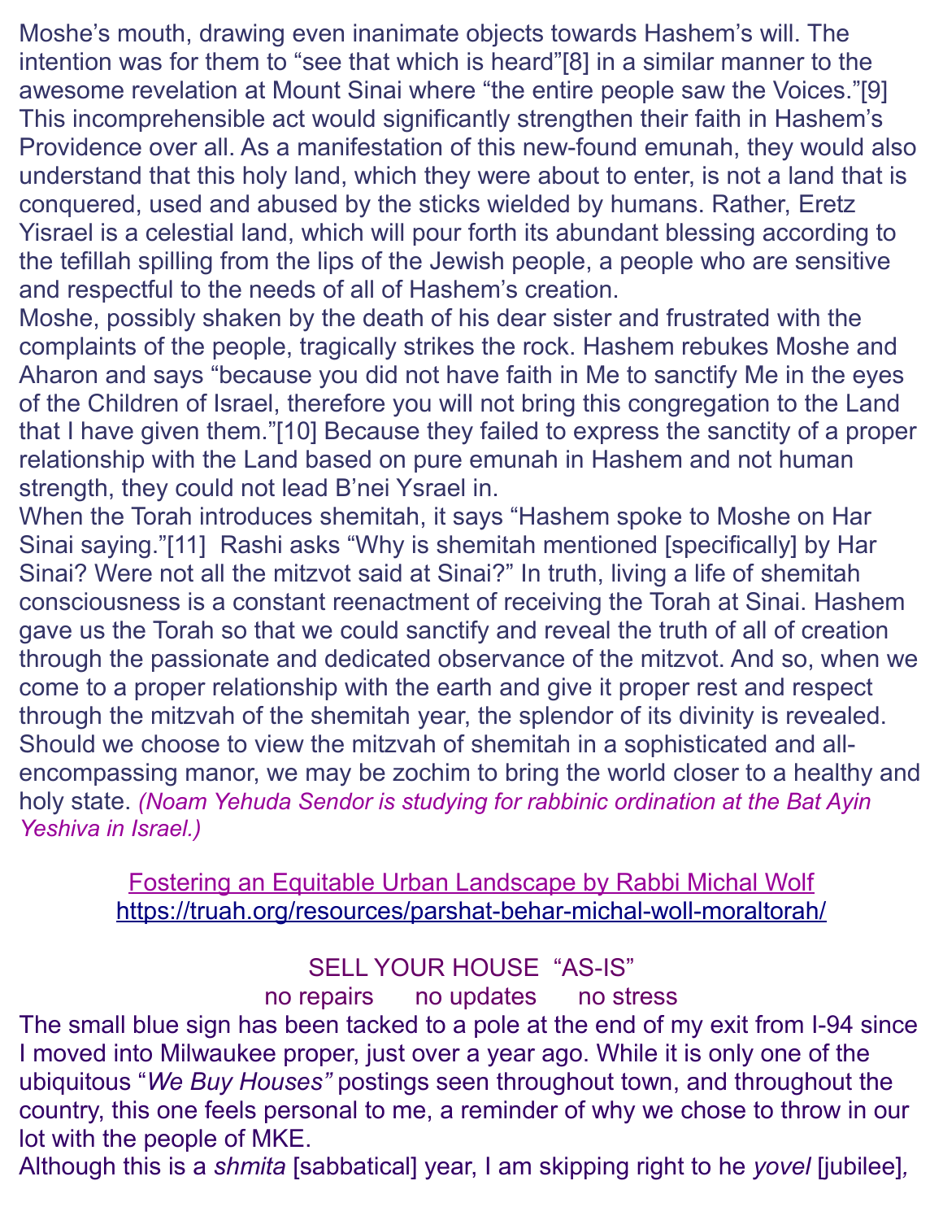Moshe's mouth, drawing even inanimate objects towards Hashem's will. The intention was for them to "see that which is heard"[8] in a similar manner to the awesome revelation at Mount Sinai where "the entire people saw the Voices."[9] This incomprehensible act would significantly strengthen their faith in Hashem's Providence over all. As a manifestation of this new-found emunah, they would also understand that this holy land, which they were about to enter, is not a land that is conquered, used and abused by the sticks wielded by humans. Rather, Eretz Yisrael is a celestial land, which will pour forth its abundant blessing according to the tefillah spilling from the lips of the Jewish people, a people who are sensitive and respectful to the needs of all of Hashem's creation.

Moshe, possibly shaken by the death of his dear sister and frustrated with the complaints of the people, tragically strikes the rock. Hashem rebukes Moshe and Aharon and says "because you did not have faith in Me to sanctify Me in the eyes of the Children of Israel, therefore you will not bring this congregation to the Land that I have given them."[10] Because they failed to express the sanctity of a proper relationship with the Land based on pure emunah in Hashem and not human strength, they could not lead B'nei Ysrael in.

When the Torah introduces shemitah, it says "Hashem spoke to Moshe on Har Sinai saying."[11] Rashi asks "Why is shemitah mentioned [specifically] by Har Sinai? Were not all the mitzvot said at Sinai?" In truth, living a life of shemitah consciousness is a constant reenactment of receiving the Torah at Sinai. Hashem gave us the Torah so that we could sanctify and reveal the truth of all of creation through the passionate and dedicated observance of the mitzvot. And so, when we come to a proper relationship with the earth and give it proper rest and respect through the mitzvah of the shemitah year, the splendor of its divinity is revealed. Should we choose to view the mitzvah of shemitah in a sophisticated and all-encompassing manor, we may be zochim to bring the world closer to a healthy and holy state. *(Noam Yehuda Sendor is studying for rabbinic ordination at the Bat Ayin Yeshiva in Israel.)*

[Fostering an Equitable Urban Landscape by Rabbi Michal Wolf](https://truah.org/resources/parshat-behar-michal-woll-moraltorah/)
https://truah.org/resources/parshat-behar-michal-woll-moraltorah/

SELL YOUR HOUSE "AS-IS"
no repairs no updates no stress

The small blue sign has been tacked to a pole at the end of my exit from I-94 since I moved into Milwaukee proper, just over a year ago. While it is only one of the ubiquitous "*We Buy Houses"* postings seen throughout town, and throughout the country, this one feels personal to me, a reminder of why we chose to throw in our lot with the people of MKE.

Although this is a *shmita* [sabbatical] year, I am skipping right to he *yovel* [jubilee],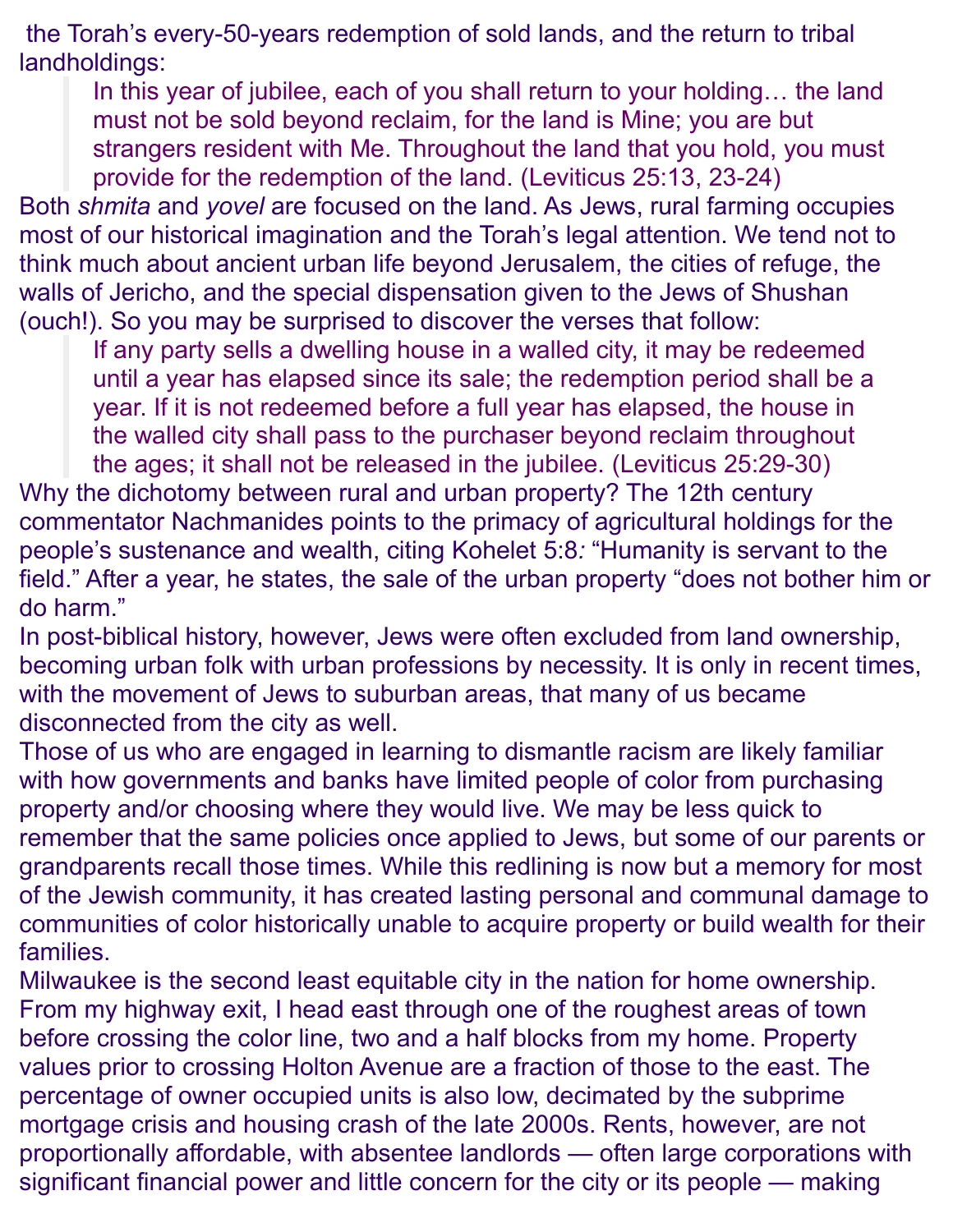the Torah's every-50-years redemption of sold lands, and the return to tribal landholdings:

> In this year of jubilee, each of you shall return to your holding… the land must not be sold beyond reclaim, for the land is Mine; you are but strangers resident with Me. Throughout the land that you hold, you must provide for the redemption of the land. (Leviticus 25:13, 23-24)

Both *shmita* and *yovel* are focused on the land. As Jews, rural farming occupies most of our historical imagination and the Torah's legal attention. We tend not to think much about ancient urban life beyond Jerusalem, the cities of refuge, the walls of Jericho, and the special dispensation given to the Jews of Shushan (ouch!). So you may be surprised to discover the verses that follow:

> If any party sells a dwelling house in a walled city, it may be redeemed until a year has elapsed since its sale; the redemption period shall be a year. If it is not redeemed before a full year has elapsed, the house in the walled city shall pass to the purchaser beyond reclaim throughout the ages; it shall not be released in the jubilee. (Leviticus 25:29-30)

Why the dichotomy between rural and urban property? The 12th century commentator Nachmanides points to the primacy of agricultural holdings for the people's sustenance and wealth, citing Kohelet 5:8*:* "Humanity is servant to the field." After a year, he states, the sale of the urban property "does not bother him or do harm."

In post-biblical history, however, Jews were often excluded from land ownership, becoming urban folk with urban professions by necessity. It is only in recent times, with the movement of Jews to suburban areas, that many of us became disconnected from the city as well.

Those of us who are engaged in learning to dismantle racism are likely familiar with how governments and banks have limited people of color from purchasing property and/or choosing where they would live. We may be less quick to remember that the same policies once applied to Jews, but some of our parents or grandparents recall those times. While this redlining is now but a memory for most of the Jewish community, it has created lasting personal and communal damage to communities of color historically unable to acquire property or build wealth for their families.

Milwaukee is the second least equitable city in the nation for home ownership. From my highway exit, I head east through one of the roughest areas of town before crossing the color line, two and a half blocks from my home. Property values prior to crossing Holton Avenue are a fraction of those to the east. The percentage of owner occupied units is also low, decimated by the subprime mortgage crisis and housing crash of the late 2000s. Rents, however, are not proportionally affordable, with absentee landlords — often large corporations with significant financial power and little concern for the city or its people — making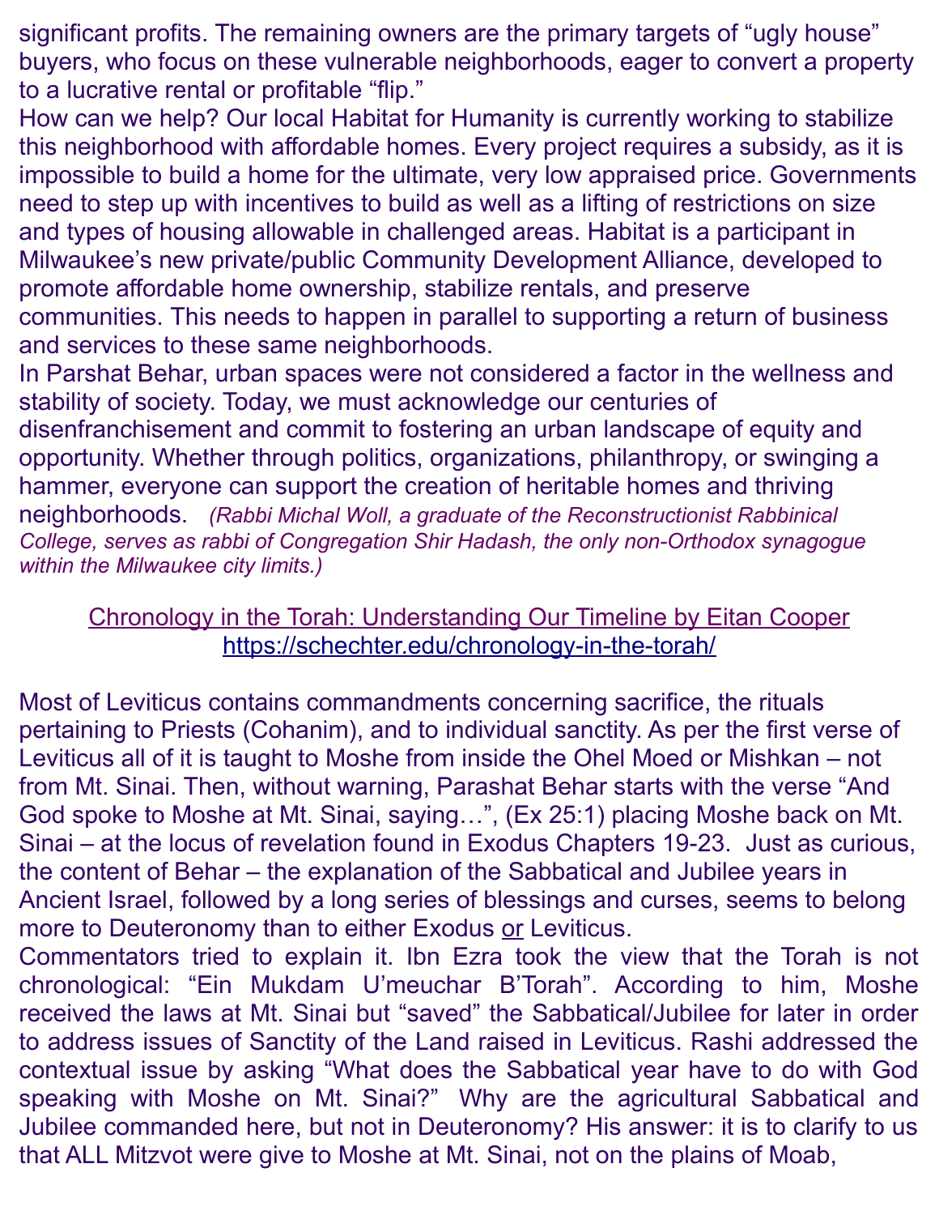significant profits. The remaining owners are the primary targets of "ugly house" buyers, who focus on these vulnerable neighborhoods, eager to convert a property to a lucrative rental or profitable "flip."

How can we help? Our local Habitat for Humanity is currently working to stabilize this neighborhood with affordable homes. Every project requires a subsidy, as it is impossible to build a home for the ultimate, very low appraised price. Governments need to step up with incentives to build as well as a lifting of restrictions on size and types of housing allowable in challenged areas. Habitat is a participant in Milwaukee's new private/public Community Development Alliance, developed to promote affordable home ownership, stabilize rentals, and preserve communities. This needs to happen in parallel to supporting a return of business and services to these same neighborhoods.

In Parshat Behar, urban spaces were not considered a factor in the wellness and stability of society. Today, we must acknowledge our centuries of disenfranchisement and commit to fostering an urban landscape of equity and opportunity. Whether through politics, organizations, philanthropy, or swinging a hammer, everyone can support the creation of heritable homes and thriving neighborhoods. *(Rabbi Michal Woll, a graduate of the Reconstructionist Rabbinical College, serves as rabbi of Congregation Shir Hadash, the only non-Orthodox synagogue within the Milwaukee city limits.)*

## Chronology in the Torah: Understanding Our Timeline by Eitan Cooper
https://schechter.edu/chronology-in-the-torah/

Most of Leviticus contains commandments concerning sacrifice, the rituals pertaining to Priests (Cohanim), and to individual sanctity. As per the first verse of Leviticus all of it is taught to Moshe from inside the Ohel Moed or Mishkan – not from Mt. Sinai. Then, without warning, Parashat Behar starts with the verse "And God spoke to Moshe at Mt. Sinai, saying…", (Ex 25:1) placing Moshe back on Mt. Sinai – at the locus of revelation found in Exodus Chapters 19-23. Just as curious, the content of Behar – the explanation of the Sabbatical and Jubilee years in Ancient Israel, followed by a long series of blessings and curses, seems to belong more to Deuteronomy than to either Exodus or Leviticus.

Commentators tried to explain it. Ibn Ezra took the view that the Torah is not chronological: "Ein Mukdam U'meuchar B'Torah". According to him, Moshe received the laws at Mt. Sinai but "saved" the Sabbatical/Jubilee for later in order to address issues of Sanctity of the Land raised in Leviticus. Rashi addressed the contextual issue by asking "What does the Sabbatical year have to do with God speaking with Moshe on Mt. Sinai?" Why are the agricultural Sabbatical and Jubilee commanded here, but not in Deuteronomy? His answer: it is to clarify to us that ALL Mitzvot were give to Moshe at Mt. Sinai, not on the plains of Moab,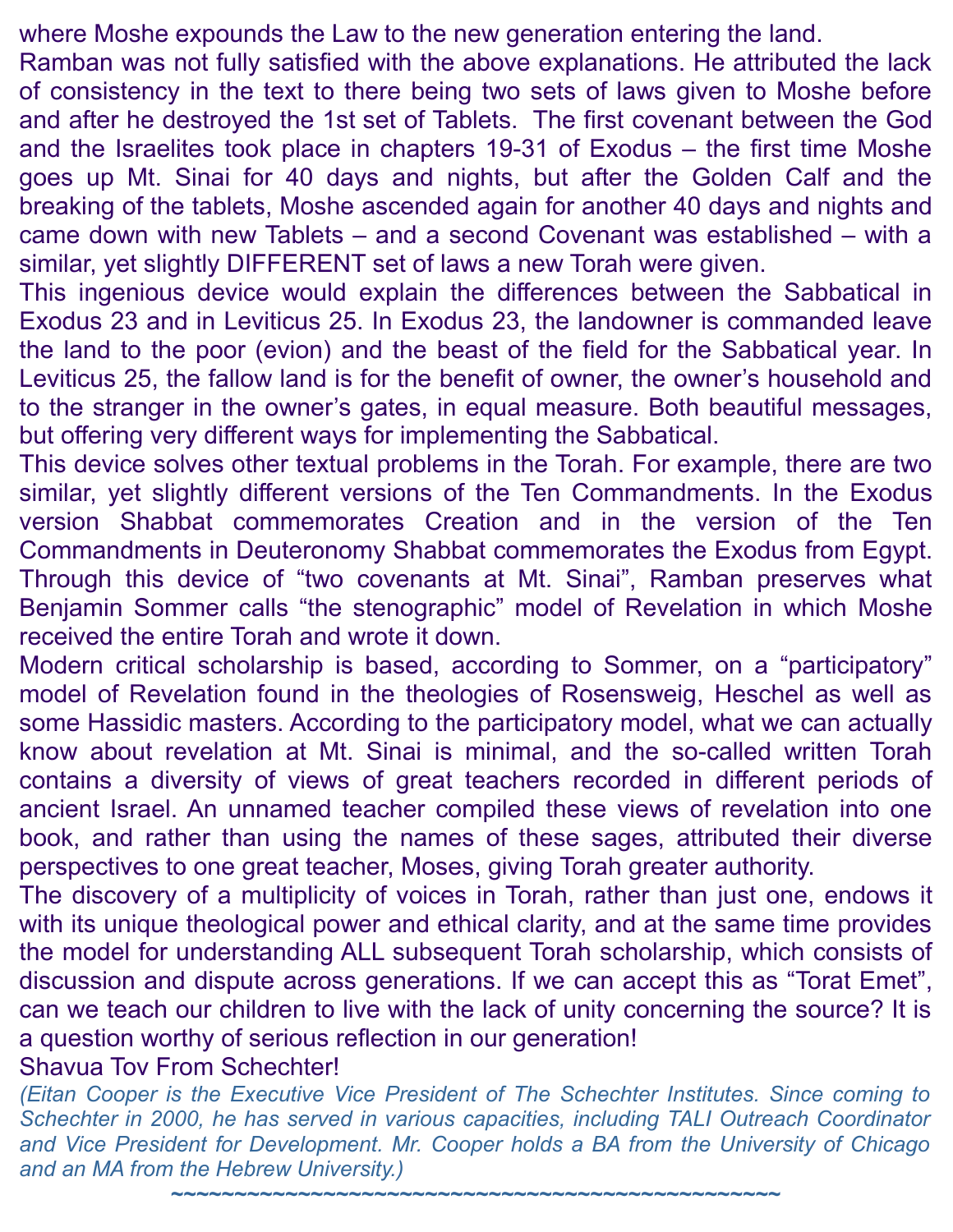where Moshe expounds the Law to the new generation entering the land.

Ramban was not fully satisfied with the above explanations. He attributed the lack of consistency in the text to there being two sets of laws given to Moshe before and after he destroyed the 1st set of Tablets. The first covenant between the God and the Israelites took place in chapters 19-31 of Exodus – the first time Moshe goes up Mt. Sinai for 40 days and nights, but after the Golden Calf and the breaking of the tablets, Moshe ascended again for another 40 days and nights and came down with new Tablets – and a second Covenant was established – with a similar, yet slightly DIFFERENT set of laws a new Torah were given.

This ingenious device would explain the differences between the Sabbatical in Exodus 23 and in Leviticus 25. In Exodus 23, the landowner is commanded leave the land to the poor (evion) and the beast of the field for the Sabbatical year. In Leviticus 25, the fallow land is for the benefit of owner, the owner's household and to the stranger in the owner's gates, in equal measure. Both beautiful messages, but offering very different ways for implementing the Sabbatical.

This device solves other textual problems in the Torah. For example, there are two similar, yet slightly different versions of the Ten Commandments. In the Exodus version Shabbat commemorates Creation and in the version of the Ten Commandments in Deuteronomy Shabbat commemorates the Exodus from Egypt. Through this device of "two covenants at Mt. Sinai", Ramban preserves what Benjamin Sommer calls "the stenographic" model of Revelation in which Moshe received the entire Torah and wrote it down.

Modern critical scholarship is based, according to Sommer, on a "participatory" model of Revelation found in the theologies of Rosensweig, Heschel as well as some Hassidic masters. According to the participatory model, what we can actually know about revelation at Mt. Sinai is minimal, and the so-called written Torah contains a diversity of views of great teachers recorded in different periods of ancient Israel. An unnamed teacher compiled these views of revelation into one book, and rather than using the names of these sages, attributed their diverse perspectives to one great teacher, Moses, giving Torah greater authority.

The discovery of a multiplicity of voices in Torah, rather than just one, endows it with its unique theological power and ethical clarity, and at the same time provides the model for understanding ALL subsequent Torah scholarship, which consists of discussion and dispute across generations. If we can accept this as "Torat Emet", can we teach our children to live with the lack of unity concerning the source? It is a question worthy of serious reflection in our generation!

Shavua Tov From Schechter!

*(Eitan Cooper is the Executive Vice President of The Schechter Institutes. Since coming to Schechter in 2000, he has served in various capacities, including TALI Outreach Coordinator and Vice President for Development. Mr. Cooper holds a BA from the University of Chicago and an MA from the Hebrew University.)*

~~~~~~~~~~~~~~~~~~~~~~~~~~~~~~~~~~~~~~~~~~~~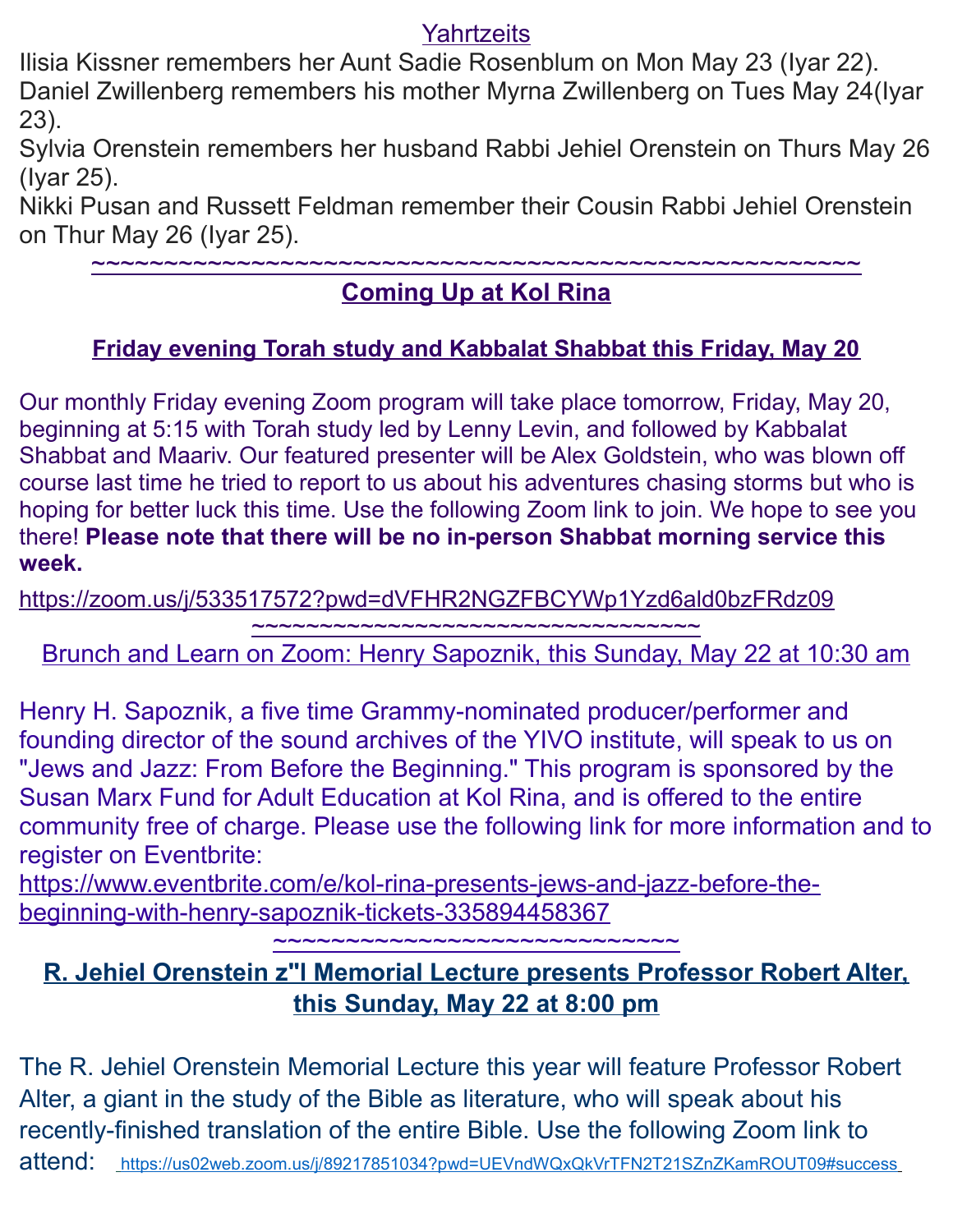## Yahrtzeits

Ilisia Kissner remembers her Aunt Sadie Rosenblum on Mon May 23 (Iyar 22).
Daniel Zwillenberg remembers his mother Myrna Zwillenberg on Tues May 24(Iyar 23).
Sylvia Orenstein remembers her husband Rabbi Jehiel Orenstein on Thurs May 26 (Iyar 25).
Nikki Pusan and Russett Feldman remember their Cousin Rabbi Jehiel Orenstein on Thur May 26 (Iyar 25).

~~~~~~~~~~~~~~~~~~~~~~~~~~~~~~~~~~~~~~~~~~~~~~~~~~~~

## Coming Up at Kol Rina

### Friday evening Torah study and Kabbalat Shabbat this Friday, May 20

Our monthly Friday evening Zoom program will take place tomorrow, Friday, May 20, beginning at 5:15 with Torah study led by Lenny Levin, and followed by Kabbalat Shabbat and Maariv. Our featured presenter will be Alex Goldstein, who was blown off course last time he tried to report to us about his adventures chasing storms but who is hoping for better luck this time. Use the following Zoom link to join. We hope to see you there! **Please note that there will be no in-person Shabbat morning service this week.**

https://zoom.us/j/533517572?pwd=dVFHR2NGZFBCYWp1Yzd6ald0bzFRdz09

~~~~~~~~~~~~~~~~~~~~~~~~~~~~~~~~~~

### Brunch and Learn on Zoom: Henry Sapoznik, this Sunday, May 22 at 10:30 am

Henry H. Sapoznik, a five time Grammy-nominated producer/performer and founding director of the sound archives of the YIVO institute, will speak to us on "Jews and Jazz: From Before the Beginning." This program is sponsored by the Susan Marx Fund for Adult Education at Kol Rina, and is offered to the entire community free of charge. Please use the following link for more information and to register on Eventbrite:
https://www.eventbrite.com/e/kol-rina-presents-jews-and-jazz-before-the-beginning-with-henry-sapoznik-tickets-335894458367

~~~~~~~~~~~~~~~~~~~~~~~~~~~~~

### R. Jehiel Orenstein z"l Memorial Lecture presents Professor Robert Alter, this Sunday, May 22 at 8:00 pm

The R. Jehiel Orenstein Memorial Lecture this year will feature Professor Robert Alter, a giant in the study of the Bible as literature, who will speak about his recently-finished translation of the entire Bible. Use the following Zoom link to attend: https://us02web.zoom.us/j/89217851034?pwd=UEVndWQxQkVrTFN2T21SZnZKamROUT09#success